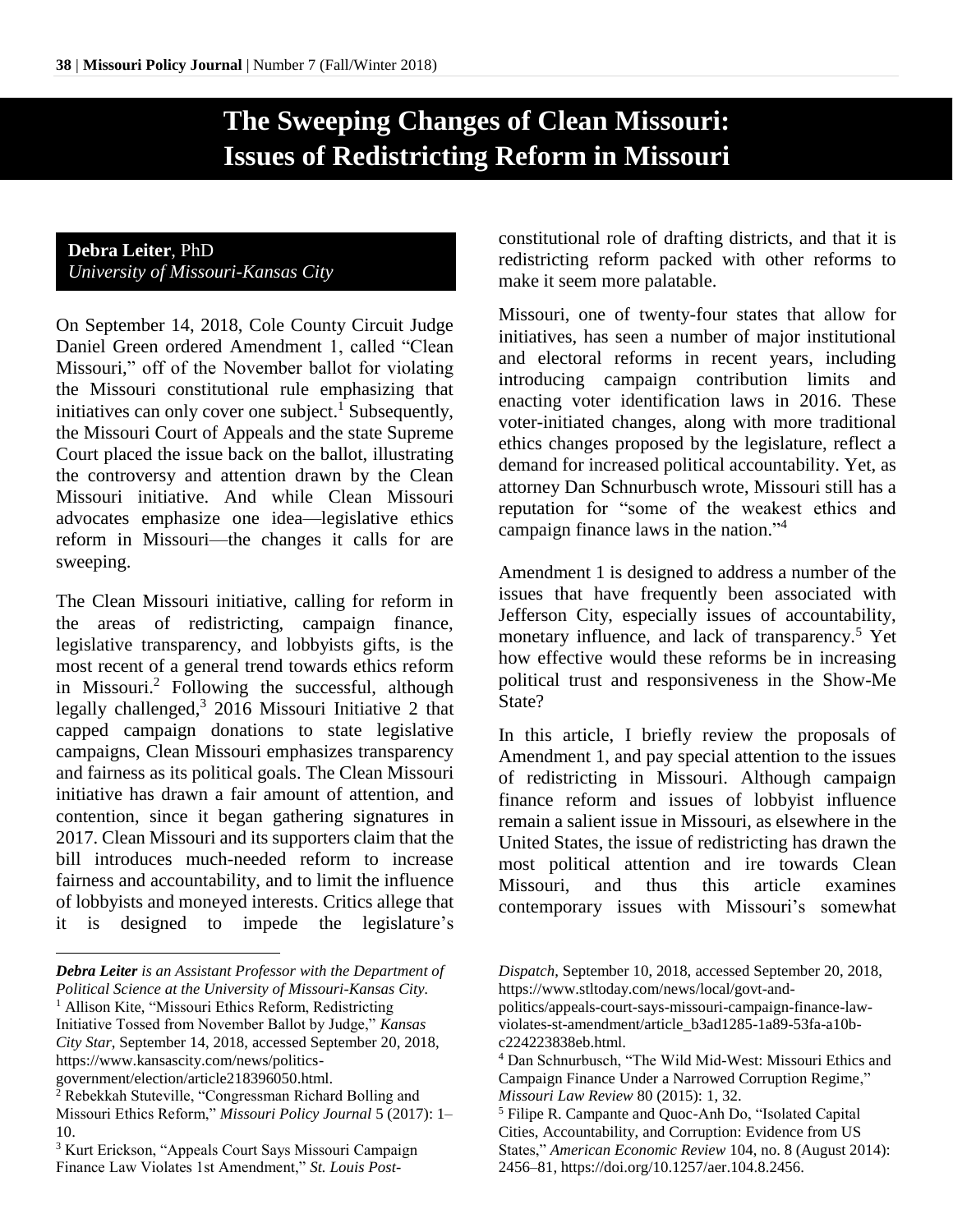# The Sweeping Changes of Clean Missouri: Issues of Redistricting Reform in Missouri

**Debra Leiter**, PhD
*University of Missouri-Kansas City*

On September 14, 2018, Cole County Circuit Judge Daniel Green ordered Amendment 1, called "Clean Missouri," off of the November ballot for violating the Missouri constitutional rule emphasizing that initiatives can only cover one subject.[1] Subsequently, the Missouri Court of Appeals and the state Supreme Court placed the issue back on the ballot, illustrating the controversy and attention drawn by the Clean Missouri initiative. And while Clean Missouri advocates emphasize one idea—legislative ethics reform in Missouri—the changes it calls for are sweeping.

The Clean Missouri initiative, calling for reform in the areas of redistricting, campaign finance, legislative transparency, and lobbyists gifts, is the most recent of a general trend towards ethics reform in Missouri.[2] Following the successful, although legally challenged,[3] 2016 Missouri Initiative 2 that capped campaign donations to state legislative campaigns, Clean Missouri emphasizes transparency and fairness as its political goals. The Clean Missouri initiative has drawn a fair amount of attention, and contention, since it began gathering signatures in 2017. Clean Missouri and its supporters claim that the bill introduces much-needed reform to increase fairness and accountability, and to limit the influence of lobbyists and moneyed interests. Critics allege that it is designed to impede the legislature's constitutional role of drafting districts, and that it is redistricting reform packed with other reforms to make it seem more palatable.

Missouri, one of twenty-four states that allow for initiatives, has seen a number of major institutional and electoral reforms in recent years, including introducing campaign contribution limits and enacting voter identification laws in 2016. These voter-initiated changes, along with more traditional ethics changes proposed by the legislature, reflect a demand for increased political accountability. Yet, as attorney Dan Schnurbusch wrote, Missouri still has a reputation for "some of the weakest ethics and campaign finance laws in the nation."[4]

Amendment 1 is designed to address a number of the issues that have frequently been associated with Jefferson City, especially issues of accountability, monetary influence, and lack of transparency.[5] Yet how effective would these reforms be in increasing political trust and responsiveness in the Show-Me State?

In this article, I briefly review the proposals of Amendment 1, and pay special attention to the issues of redistricting in Missouri. Although campaign finance reform and issues of lobbyist influence remain a salient issue in Missouri, as elsewhere in the United States, the issue of redistricting has drawn the most political attention and ire towards Clean Missouri, and thus this article examines contemporary issues with Missouri's somewhat

---

***Debra Leiter** is an Assistant Professor with the Department of Political Science at the University of Missouri-Kansas City.*

[1] Allison Kite, "Missouri Ethics Reform, Redistricting Initiative Tossed from November Ballot by Judge," *Kansas City Star*, September 14, 2018, accessed September 20, 2018, https://www.kansascity.com/news/politics-government/election/article218396050.html.

[2] Rebekkah Stuteville, "Congressman Richard Bolling and Missouri Ethics Reform," *Missouri Policy Journal* 5 (2017): 1–10.

[3] Kurt Erickson, "Appeals Court Says Missouri Campaign Finance Law Violates 1st Amendment," *St. Louis Post-Dispatch*, September 10, 2018, accessed September 20, 2018, https://www.stltoday.com/news/local/govt-and-politics/appeals-court-says-missouri-campaign-finance-law-violates-st-amendment/article_b3ad1285-1a89-53fa-a10b-c224223838eb.html.

[4] Dan Schnurbusch, "The Wild Mid-West: Missouri Ethics and Campaign Finance Under a Narrowed Corruption Regime," *Missouri Law Review* 80 (2015): 1, 32.

[5] Filipe R. Campante and Quoc-Anh Do, "Isolated Capital Cities, Accountability, and Corruption: Evidence from US States," *American Economic Review* 104, no. 8 (August 2014): 2456–81, https://doi.org/10.1257/aer.104.8.2456.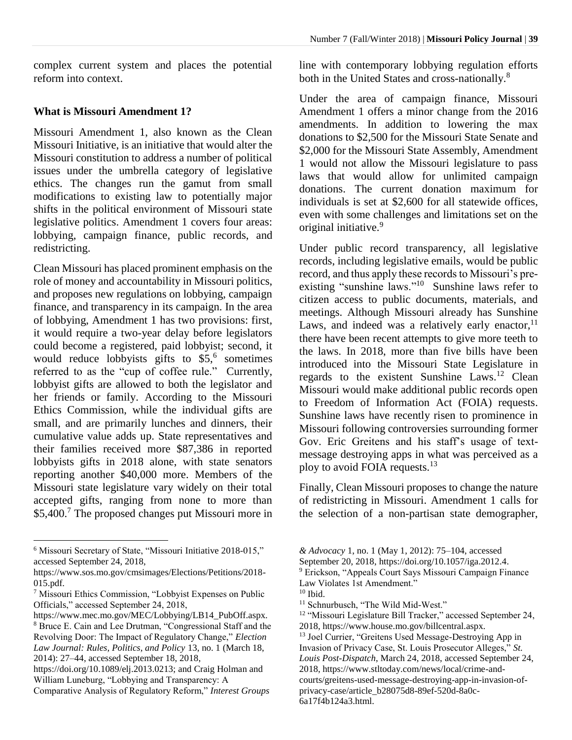complex current system and places the potential reform into context.

### What is Missouri Amendment 1?

Missouri Amendment 1, also known as the Clean Missouri Initiative, is an initiative that would alter the Missouri constitution to address a number of political issues under the umbrella category of legislative ethics. The changes run the gamut from small modifications to existing law to potentially major shifts in the political environment of Missouri state legislative politics. Amendment 1 covers four areas: lobbying, campaign finance, public records, and redistricting.

Clean Missouri has placed prominent emphasis on the role of money and accountability in Missouri politics, and proposes new regulations on lobbying, campaign finance, and transparency in its campaign. In the area of lobbying, Amendment 1 has two provisions: first, it would require a two-year delay before legislators could become a registered, paid lobbyist; second, it would reduce lobbyists gifts to $5,[6] sometimes referred to as the "cup of coffee rule." Currently, lobbyist gifts are allowed to both the legislator and her friends or family. According to the Missouri Ethics Commission, while the individual gifts are small, and are primarily lunches and dinners, their cumulative value adds up. State representatives and their families received more $87,386 in reported lobbyists gifts in 2018 alone, with state senators reporting another $40,000 more. Members of the Missouri state legislature vary widely on their total accepted gifts, ranging from none to more than $5,400.[7] The proposed changes put Missouri more in line with contemporary lobbying regulation efforts both in the United States and cross-nationally.[8]

Under the area of campaign finance, Missouri Amendment 1 offers a minor change from the 2016 amendments. In addition to lowering the max donations to $2,500 for the Missouri State Senate and $2,000 for the Missouri State Assembly, Amendment 1 would not allow the Missouri legislature to pass laws that would allow for unlimited campaign donations. The current donation maximum for individuals is set at $2,600 for all statewide offices, even with some challenges and limitations set on the original initiative.[9]

Under public record transparency, all legislative records, including legislative emails, would be public record, and thus apply these records to Missouri's pre-existing "sunshine laws."[10] Sunshine laws refer to citizen access to public documents, materials, and meetings. Although Missouri already has Sunshine Laws, and indeed was a relatively early enactor,[11] there have been recent attempts to give more teeth to the laws. In 2018, more than five bills have been introduced into the Missouri State Legislature in regards to the existent Sunshine Laws.[12] Clean Missouri would make additional public records open to Freedom of Information Act (FOIA) requests. Sunshine laws have recently risen to prominence in Missouri following controversies surrounding former Gov. Eric Greitens and his staff's usage of text-message destroying apps in what was perceived as a ploy to avoid FOIA requests.[13]

Finally, Clean Missouri proposes to change the nature of redistricting in Missouri. Amendment 1 calls for the selection of a non-partisan state demographer,

---

[6] Missouri Secretary of State, "Missouri Initiative 2018-015," accessed September 24, 2018, https://www.sos.mo.gov/cmsimages/Elections/Petitions/2018-015.pdf.

[7] Missouri Ethics Commission, "Lobbyist Expenses on Public Officials," accessed September 24, 2018, https://www.mec.mo.gov/MEC/Lobbying/LB14_PubOff.aspx.

[8] Bruce E. Cain and Lee Drutman, "Congressional Staff and the Revolving Door: The Impact of Regulatory Change," *Election Law Journal: Rules, Politics, and Policy* 13, no. 1 (March 18, 2014): 27–44, accessed September 18, 2018, https://doi.org/10.1089/elj.2013.0213; and Craig Holman and William Luneburg, "Lobbying and Transparency: A Comparative Analysis of Regulatory Reform," *Interest Groups & Advocacy* 1, no. 1 (May 1, 2012): 75–104, accessed September 20, 2018, https://doi.org/10.1057/iga.2012.4.

[9] Erickson, "Appeals Court Says Missouri Campaign Finance Law Violates 1st Amendment."

[10] Ibid.

[11] Schnurbusch, "The Wild Mid-West."

[12] "Missouri Legislature Bill Tracker," accessed September 24, 2018, https://www.house.mo.gov/billcentral.aspx.

[13] Joel Currier, "Greitens Used Message-Destroying App in Invasion of Privacy Case, St. Louis Prosecutor Alleges," *St. Louis Post-Dispatch*, March 24, 2018, accessed September 24, 2018, https://www.stltoday.com/news/local/crime-and-courts/greitens-used-message-destroying-app-in-invasion-of-privacy-case/article_b28075d8-89ef-520d-8a0c-6a17f4b124a3.html.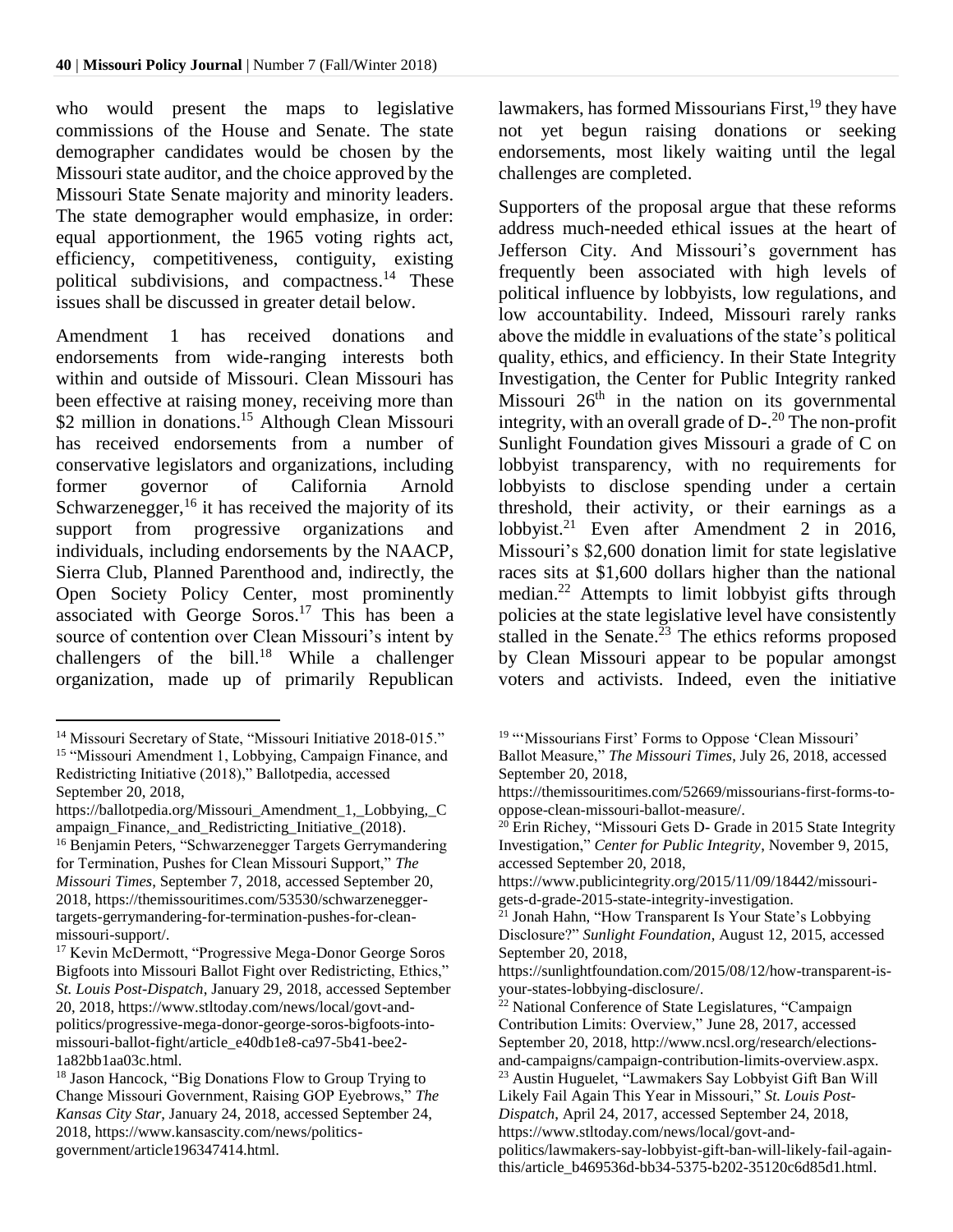who would present the maps to legislative commissions of the House and Senate. The state demographer candidates would be chosen by the Missouri state auditor, and the choice approved by the Missouri State Senate majority and minority leaders. The state demographer would emphasize, in order: equal apportionment, the 1965 voting rights act, efficiency, competitiveness, contiguity, existing political subdivisions, and compactness.[14] These issues shall be discussed in greater detail below.

Amendment 1 has received donations and endorsements from wide-ranging interests both within and outside of Missouri. Clean Missouri has been effective at raising money, receiving more than $2 million in donations.[15] Although Clean Missouri has received endorsements from a number of conservative legislators and organizations, including former governor of California Arnold Schwarzenegger,[16] it has received the majority of its support from progressive organizations and individuals, including endorsements by the NAACP, Sierra Club, Planned Parenthood and, indirectly, the Open Society Policy Center, most prominently associated with George Soros.[17] This has been a source of contention over Clean Missouri's intent by challengers of the bill.[18] While a challenger organization, made up of primarily Republican lawmakers, has formed Missourians First,[19] they have not yet begun raising donations or seeking endorsements, most likely waiting until the legal challenges are completed.

Supporters of the proposal argue that these reforms address much-needed ethical issues at the heart of Jefferson City. And Missouri's government has frequently been associated with high levels of political influence by lobbyists, low regulations, and low accountability. Indeed, Missouri rarely ranks above the middle in evaluations of the state's political quality, ethics, and efficiency. In their State Integrity Investigation, the Center for Public Integrity ranked Missouri 26th in the nation on its governmental integrity, with an overall grade of D-.[20] The non-profit Sunlight Foundation gives Missouri a grade of C on lobbyist transparency, with no requirements for lobbyists to disclose spending under a certain threshold, their activity, or their earnings as a lobbyist.[21] Even after Amendment 2 in 2016, Missouri's $2,600 donation limit for state legislative races sits at $1,600 dollars higher than the national median.[22] Attempts to limit lobbyist gifts through policies at the state legislative level have consistently stalled in the Senate.[23] The ethics reforms proposed by Clean Missouri appear to be popular amongst voters and activists. Indeed, even the initiative

---

[14] Missouri Secretary of State, "Missouri Initiative 2018-015."

[15] "Missouri Amendment 1, Lobbying, Campaign Finance, and Redistricting Initiative (2018)," Ballotpedia, accessed September 20, 2018, https://ballotpedia.org/Missouri_Amendment_1,_Lobbying,_Campaign_Finance,_and_Redistricting_Initiative_(2018).

[16] Benjamin Peters, "Schwarzenegger Targets Gerrymandering for Termination, Pushes for Clean Missouri Support," *The Missouri Times*, September 7, 2018, accessed September 20, 2018, https://themissouritimes.com/53530/schwarzenegger-targets-gerrymandering-for-termination-pushes-for-clean-missouri-support/.

[17] Kevin McDermott, "Progressive Mega-Donor George Soros Bigfoots into Missouri Ballot Fight over Redistricting, Ethics," *St. Louis Post-Dispatch*, January 29, 2018, accessed September 20, 2018, https://www.stltoday.com/news/local/govt-and-politics/progressive-mega-donor-george-soros-bigfoots-into-missouri-ballot-fight/article_e40db1e8-ca97-5b41-bee2-1a82bb1aa03c.html.

[18] Jason Hancock, "Big Donations Flow to Group Trying to Change Missouri Government, Raising GOP Eyebrows," *The Kansas City Star*, January 24, 2018, accessed September 24, 2018, https://www.kansascity.com/news/politics-government/article196347414.html.

[19] "'Missourians First' Forms to Oppose 'Clean Missouri' Ballot Measure," *The Missouri Times*, July 26, 2018, accessed September 20, 2018, https://themissouritimes.com/52669/missourians-first-forms-to-oppose-clean-missouri-ballot-measure/.

[20] Erin Richey, "Missouri Gets D- Grade in 2015 State Integrity Investigation," *Center for Public Integrity*, November 9, 2015, accessed September 20, 2018, https://www.publicintegrity.org/2015/11/09/18442/missouri-gets-d-grade-2015-state-integrity-investigation.

[21] Jonah Hahn, "How Transparent Is Your State's Lobbying Disclosure?" *Sunlight Foundation*, August 12, 2015, accessed September 20, 2018, https://sunlightfoundation.com/2015/08/12/how-transparent-is-your-states-lobbying-disclosure/.

[22] National Conference of State Legislatures, "Campaign Contribution Limits: Overview," June 28, 2017, accessed September 20, 2018, http://www.ncsl.org/research/elections-and-campaigns/campaign-contribution-limits-overview.aspx.

[23] Austin Huguelet, "Lawmakers Say Lobbyist Gift Ban Will Likely Fail Again This Year in Missouri," *St. Louis Post-Dispatch*, April 24, 2017, accessed September 24, 2018, https://www.stltoday.com/news/local/govt-and-politics/lawmakers-say-lobbyist-gift-ban-will-likely-fail-again-this/article_b469536d-bb34-5375-b202-35120c6d85d1.html.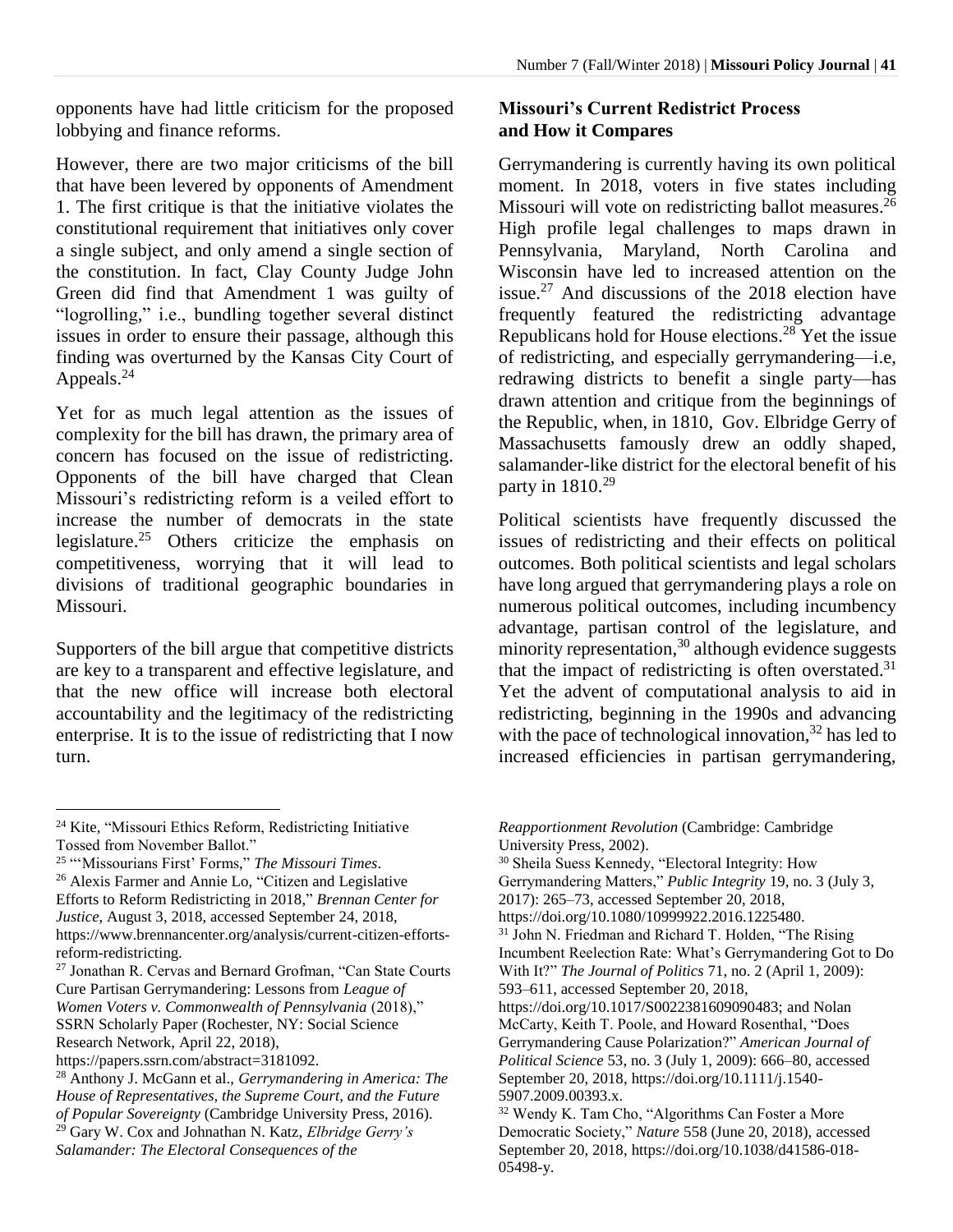opponents have had little criticism for the proposed lobbying and finance reforms.

However, there are two major criticisms of the bill that have been levered by opponents of Amendment 1. The first critique is that the initiative violates the constitutional requirement that initiatives only cover a single subject, and only amend a single section of the constitution. In fact, Clay County Judge John Green did find that Amendment 1 was guilty of "logrolling," i.e., bundling together several distinct issues in order to ensure their passage, although this finding was overturned by the Kansas City Court of Appeals.[24]

Yet for as much legal attention as the issues of complexity for the bill has drawn, the primary area of concern has focused on the issue of redistricting. Opponents of the bill have charged that Clean Missouri's redistricting reform is a veiled effort to increase the number of democrats in the state legislature.[25] Others criticize the emphasis on competitiveness, worrying that it will lead to divisions of traditional geographic boundaries in Missouri.

Supporters of the bill argue that competitive districts are key to a transparent and effective legislature, and that the new office will increase both electoral accountability and the legitimacy of the redistricting enterprise. It is to the issue of redistricting that I now turn.

### Missouri's Current Redistrict Process and How it Compares

Gerrymandering is currently having its own political moment. In 2018, voters in five states including Missouri will vote on redistricting ballot measures.[26] High profile legal challenges to maps drawn in Pennsylvania, Maryland, North Carolina and Wisconsin have led to increased attention on the issue.[27] And discussions of the 2018 election have frequently featured the redistricting advantage Republicans hold for House elections.[28] Yet the issue of redistricting, and especially gerrymandering—i.e, redrawing districts to benefit a single party—has drawn attention and critique from the beginnings of the Republic, when, in 1810, Gov. Elbridge Gerry of Massachusetts famously drew an oddly shaped, salamander-like district for the electoral benefit of his party in 1810.[29]

Political scientists have frequently discussed the issues of redistricting and their effects on political outcomes. Both political scientists and legal scholars have long argued that gerrymandering plays a role on numerous political outcomes, including incumbency advantage, partisan control of the legislature, and minority representation,[30] although evidence suggests that the impact of redistricting is often overstated.[31] Yet the advent of computational analysis to aid in redistricting, beginning in the 1990s and advancing with the pace of technological innovation,[32] has led to increased efficiencies in partisan gerrymandering,

---

[24] Kite, "Missouri Ethics Reform, Redistricting Initiative Tossed from November Ballot."

[25] "'Missourians First' Forms," *The Missouri Times*.

[26] Alexis Farmer and Annie Lo, "Citizen and Legislative Efforts to Reform Redistricting in 2018," *Brennan Center for Justice*, August 3, 2018, accessed September 24, 2018, https://www.brennancenter.org/analysis/current-citizen-efforts-reform-redistricting.

[27] Jonathan R. Cervas and Bernard Grofman, "Can State Courts Cure Partisan Gerrymandering: Lessons from *League of Women Voters v. Commonwealth of Pennsylvania* (2018)," SSRN Scholarly Paper (Rochester, NY: Social Science Research Network, April 22, 2018), https://papers.ssrn.com/abstract=3181092.

[28] Anthony J. McGann et al., *Gerrymandering in America: The House of Representatives, the Supreme Court, and the Future of Popular Sovereignty* (Cambridge University Press, 2016).

[29] Gary W. Cox and Johnathan N. Katz, *Elbridge Gerry's Salamander: The Electoral Consequences of the Reapportionment Revolution* (Cambridge: Cambridge University Press, 2002).

[30] Sheila Suess Kennedy, "Electoral Integrity: How Gerrymandering Matters," *Public Integrity* 19, no. 3 (July 3, 2017): 265–73, accessed September 20, 2018, https://doi.org/10.1080/10999922.2016.1225480.

[31] John N. Friedman and Richard T. Holden, "The Rising Incumbent Reelection Rate: What's Gerrymandering Got to Do With It?" *The Journal of Politics* 71, no. 2 (April 1, 2009): 593–611, accessed September 20, 2018, https://doi.org/10.1017/S0022381609090483; and Nolan McCarty, Keith T. Poole, and Howard Rosenthal, "Does Gerrymandering Cause Polarization?" *American Journal of Political Science* 53, no. 3 (July 1, 2009): 666–80, accessed September 20, 2018, https://doi.org/10.1111/j.1540-5907.2009.00393.x.

[32] Wendy K. Tam Cho, "Algorithms Can Foster a More Democratic Society," *Nature* 558 (June 20, 2018), accessed September 20, 2018, https://doi.org/10.1038/d41586-018-05498-y.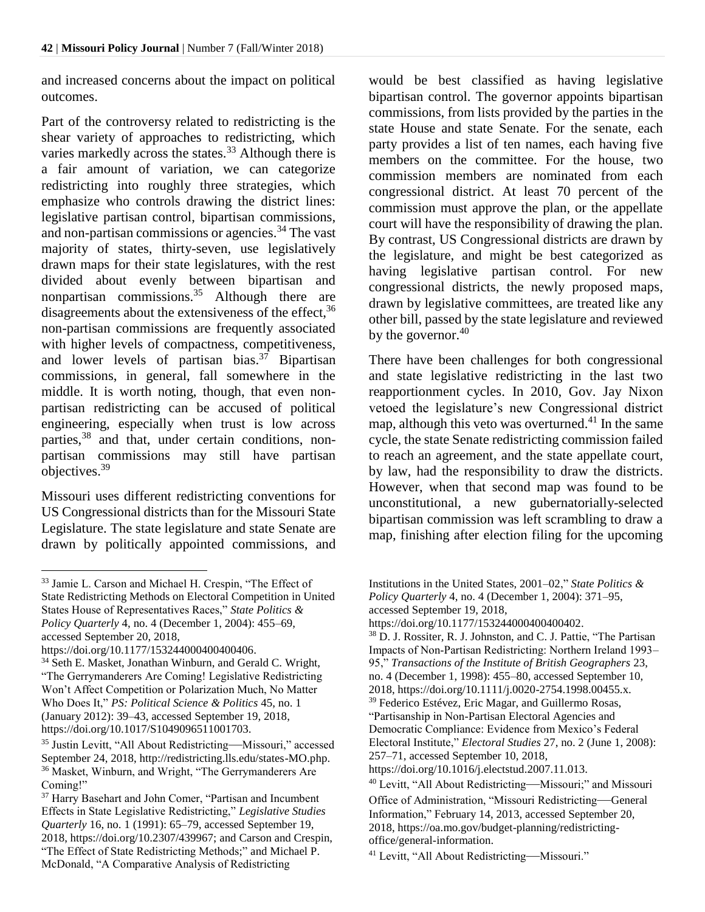and increased concerns about the impact on political outcomes.

Part of the controversy related to redistricting is the shear variety of approaches to redistricting, which varies markedly across the states.[33] Although there is a fair amount of variation, we can categorize redistricting into roughly three strategies, which emphasize who controls drawing the district lines: legislative partisan control, bipartisan commissions, and non-partisan commissions or agencies.[34] The vast majority of states, thirty-seven, use legislatively drawn maps for their state legislatures, with the rest divided about evenly between bipartisan and nonpartisan commissions.[35] Although there are disagreements about the extensiveness of the effect,[36] non-partisan commissions are frequently associated with higher levels of compactness, competitiveness, and lower levels of partisan bias.[37] Bipartisan commissions, in general, fall somewhere in the middle. It is worth noting, though, that even non-partisan redistricting can be accused of political engineering, especially when trust is low across parties,[38] and that, under certain conditions, non-partisan commissions may still have partisan objectives.[39]

Missouri uses different redistricting conventions for US Congressional districts than for the Missouri State Legislature. The state legislature and state Senate are drawn by politically appointed commissions, and would be best classified as having legislative bipartisan control. The governor appoints bipartisan commissions, from lists provided by the parties in the state House and state Senate. For the senate, each party provides a list of ten names, each having five members on the committee. For the house, two commission members are nominated from each congressional district. At least 70 percent of the commission must approve the plan, or the appellate court will have the responsibility of drawing the plan. By contrast, US Congressional districts are drawn by the legislature, and might be best categorized as having legislative partisan control. For new congressional districts, the newly proposed maps, drawn by legislative committees, are treated like any other bill, passed by the state legislature and reviewed by the governor.[40]

There have been challenges for both congressional and state legislative redistricting in the last two reapportionment cycles. In 2010, Gov. Jay Nixon vetoed the legislature's new Congressional district map, although this veto was overturned.[41] In the same cycle, the state Senate redistricting commission failed to reach an agreement, and the state appellate court, by law, had the responsibility to draw the districts. However, when that second map was found to be unconstitutional, a new gubernatorially-selected bipartisan commission was left scrambling to draw a map, finishing after election filing for the upcoming

---

[33] Jamie L. Carson and Michael H. Crespin, "The Effect of State Redistricting Methods on Electoral Competition in United States House of Representatives Races," *State Politics & Policy Quarterly* 4, no. 4 (December 1, 2004): 455–69, accessed September 20, 2018, https://doi.org/10.1177/153244000400400406.

[34] Seth E. Masket, Jonathan Winburn, and Gerald C. Wright, "The Gerrymanderers Are Coming! Legislative Redistricting Won't Affect Competition or Polarization Much, No Matter Who Does It," *PS: Political Science & Politics* 45, no. 1 (January 2012): 39–43, accessed September 19, 2018, https://doi.org/10.1017/S1049096511001703.

[35] Justin Levitt, "All About Redistricting—Missouri," accessed September 24, 2018, http://redistricting.lls.edu/states-MO.php.

[36] Masket, Winburn, and Wright, "The Gerrymanderers Are Coming!"

[37] Harry Basehart and John Comer, "Partisan and Incumbent Effects in State Legislative Redistricting," *Legislative Studies Quarterly* 16, no. 1 (1991): 65–79, accessed September 19, 2018, https://doi.org/10.2307/439967; and Carson and Crespin, "The Effect of State Redistricting Methods;" and Michael P. McDonald, "A Comparative Analysis of Redistricting Institutions in the United States, 2001–02," *State Politics & Policy Quarterly* 4, no. 4 (December 1, 2004): 371–95, accessed September 19, 2018, https://doi.org/10.1177/153244000400400402.

[38] D. J. Rossiter, R. J. Johnston, and C. J. Pattie, "The Partisan Impacts of Non-Partisan Redistricting: Northern Ireland 1993–95," *Transactions of the Institute of British Geographers* 23, no. 4 (December 1, 1998): 455–80, accessed September 10, 2018, https://doi.org/10.1111/j.0020-2754.1998.00455.x.

[39] Federico Estévez, Eric Magar, and Guillermo Rosas, "Partisanship in Non-Partisan Electoral Agencies and Democratic Compliance: Evidence from Mexico's Federal Electoral Institute," *Electoral Studies* 27, no. 2 (June 1, 2008): 257–71, accessed September 10, 2018, https://doi.org/10.1016/j.electstud.2007.11.013.

[40] Levitt, "All About Redistricting—Missouri;" and Missouri Office of Administration, "Missouri Redistricting—General Information," February 14, 2013, accessed September 20, 2018, https://oa.mo.gov/budget-planning/redistricting-office/general-information.

[41] Levitt, "All About Redistricting—Missouri."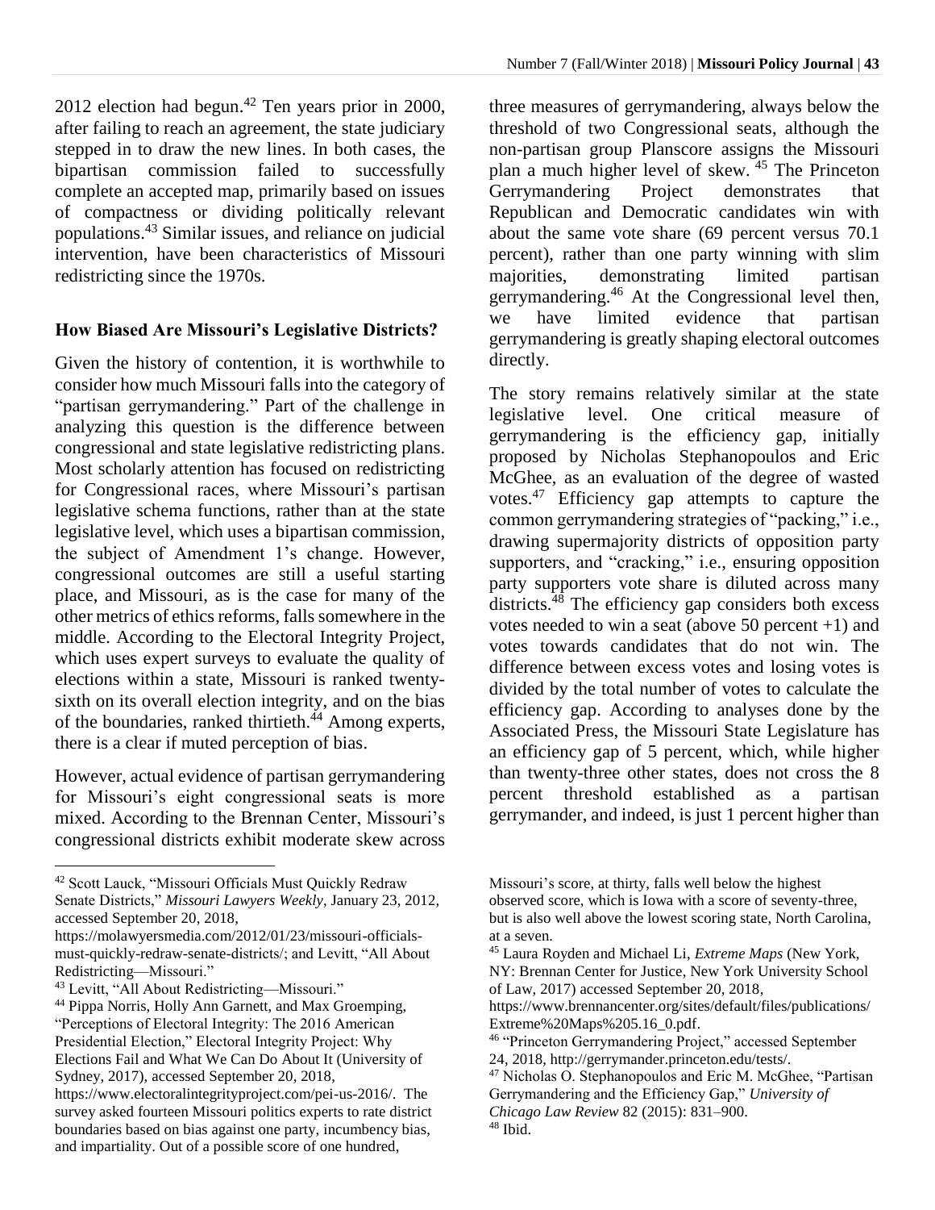2012 election had begun.[42] Ten years prior in 2000, after failing to reach an agreement, the state judiciary stepped in to draw the new lines. In both cases, the bipartisan commission failed to successfully complete an accepted map, primarily based on issues of compactness or dividing politically relevant populations.[43] Similar issues, and reliance on judicial intervention, have been characteristics of Missouri redistricting since the 1970s.

### How Biased Are Missouri's Legislative Districts?

Given the history of contention, it is worthwhile to consider how much Missouri falls into the category of "partisan gerrymandering." Part of the challenge in analyzing this question is the difference between congressional and state legislative redistricting plans. Most scholarly attention has focused on redistricting for Congressional races, where Missouri's partisan legislative schema functions, rather than at the state legislative level, which uses a bipartisan commission, the subject of Amendment 1's change. However, congressional outcomes are still a useful starting place, and Missouri, as is the case for many of the other metrics of ethics reforms, falls somewhere in the middle. According to the Electoral Integrity Project, which uses expert surveys to evaluate the quality of elections within a state, Missouri is ranked twenty-sixth on its overall election integrity, and on the bias of the boundaries, ranked thirtieth.[44] Among experts, there is a clear if muted perception of bias.

However, actual evidence of partisan gerrymandering for Missouri's eight congressional seats is more mixed. According to the Brennan Center, Missouri's congressional districts exhibit moderate skew across three measures of gerrymandering, always below the threshold of two Congressional seats, although the non-partisan group Planscore assigns the Missouri plan a much higher level of skew. [45] The Princeton Gerrymandering Project demonstrates that Republican and Democratic candidates win with about the same vote share (69 percent versus 70.1 percent), rather than one party winning with slim majorities, demonstrating limited partisan gerrymandering.[46] At the Congressional level then, we have limited evidence that partisan gerrymandering is greatly shaping electoral outcomes directly.

The story remains relatively similar at the state legislative level. One critical measure of gerrymandering is the efficiency gap, initially proposed by Nicholas Stephanopoulos and Eric McGhee, as an evaluation of the degree of wasted votes.[47] Efficiency gap attempts to capture the common gerrymandering strategies of "packing," i.e., drawing supermajority districts of opposition party supporters, and "cracking," i.e., ensuring opposition party supporters vote share is diluted across many districts.[48] The efficiency gap considers both excess votes needed to win a seat (above 50 percent +1) and votes towards candidates that do not win. The difference between excess votes and losing votes is divided by the total number of votes to calculate the efficiency gap. According to analyses done by the Associated Press, the Missouri State Legislature has an efficiency gap of 5 percent, which, while higher than twenty-three other states, does not cross the 8 percent threshold established as a partisan gerrymander, and indeed, is just 1 percent higher than

---

[42] Scott Lauck, "Missouri Officials Must Quickly Redraw Senate Districts," *Missouri Lawyers Weekly*, January 23, 2012, accessed September 20, 2018, https://molawyersmedia.com/2012/01/23/missouri-officials-must-quickly-redraw-senate-districts/; and Levitt, "All About Redistricting—Missouri."

[43] Levitt, "All About Redistricting—Missouri."

[44] Pippa Norris, Holly Ann Garnett, and Max Groemping, "Perceptions of Electoral Integrity: The 2016 American Presidential Election," Electoral Integrity Project: Why Elections Fail and What We Can Do About It (University of Sydney, 2017), accessed September 20, 2018, https://www.electoralintegrityproject.com/pei-us-2016/. The survey asked fourteen Missouri politics experts to rate district boundaries based on bias against one party, incumbency bias, and impartiality. Out of a possible score of one hundred, Missouri's score, at thirty, falls well below the highest observed score, which is Iowa with a score of seventy-three, but is also well above the lowest scoring state, North Carolina, at a seven.

[45] Laura Royden and Michael Li, *Extreme Maps* (New York, NY: Brennan Center for Justice, New York University School of Law, 2017) accessed September 20, 2018, https://www.brennancenter.org/sites/default/files/publications/Extreme%20Maps%205.16_0.pdf.

[46] "Princeton Gerrymandering Project," accessed September 24, 2018, http://gerrymander.princeton.edu/tests/.

[47] Nicholas O. Stephanopoulos and Eric M. McGhee, "Partisan Gerrymandering and the Efficiency Gap," *University of Chicago Law Review* 82 (2015): 831–900.

[48] Ibid.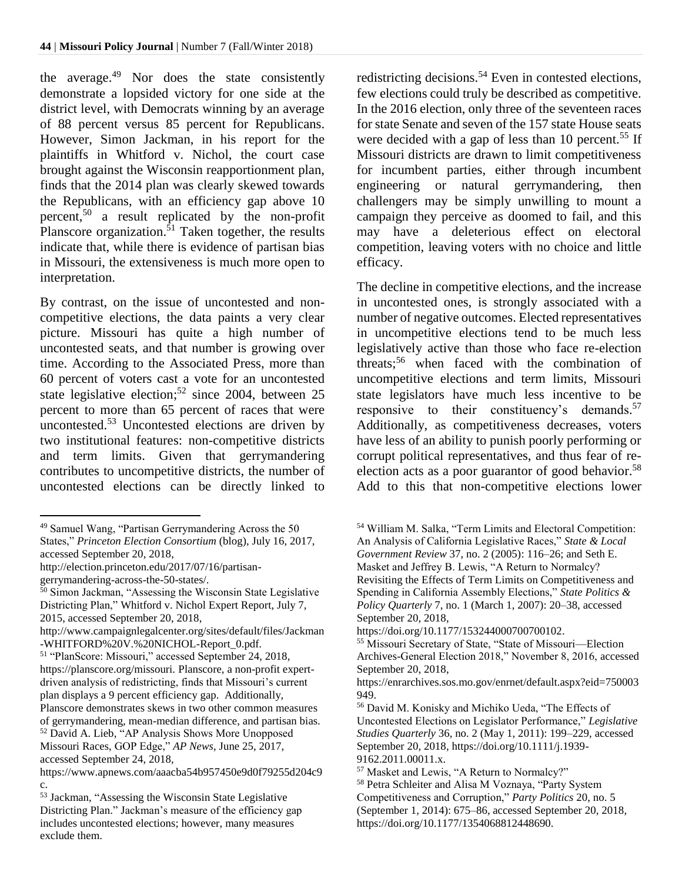the average.[49] Nor does the state consistently demonstrate a lopsided victory for one side at the district level, with Democrats winning by an average of 88 percent versus 85 percent for Republicans. However, Simon Jackman, in his report for the plaintiffs in Whitford v. Nichol, the court case brought against the Wisconsin reapportionment plan, finds that the 2014 plan was clearly skewed towards the Republicans, with an efficiency gap above 10 percent,[50] a result replicated by the non-profit Planscore organization.[51] Taken together, the results indicate that, while there is evidence of partisan bias in Missouri, the extensiveness is much more open to interpretation.

By contrast, on the issue of uncontested and non-competitive elections, the data paints a very clear picture. Missouri has quite a high number of uncontested seats, and that number is growing over time. According to the Associated Press, more than 60 percent of voters cast a vote for an uncontested state legislative election;[52] since 2004, between 25 percent to more than 65 percent of races that were uncontested.[53] Uncontested elections are driven by two institutional features: non-competitive districts and term limits. Given that gerrymandering contributes to uncompetitive districts, the number of uncontested elections can be directly linked to redistricting decisions.[54] Even in contested elections, few elections could truly be described as competitive. In the 2016 election, only three of the seventeen races for state Senate and seven of the 157 state House seats were decided with a gap of less than 10 percent.[55] If Missouri districts are drawn to limit competitiveness for incumbent parties, either through incumbent engineering or natural gerrymandering, then challengers may be simply unwilling to mount a campaign they perceive as doomed to fail, and this may have a deleterious effect on electoral competition, leaving voters with no choice and little efficacy.

The decline in competitive elections, and the increase in uncontested ones, is strongly associated with a number of negative outcomes. Elected representatives in uncompetitive elections tend to be much less legislatively active than those who face re-election threats;[56] when faced with the combination of uncompetitive elections and term limits, Missouri state legislators have much less incentive to be responsive to their constituency's demands.[57] Additionally, as competitiveness decreases, voters have less of an ability to punish poorly performing or corrupt political representatives, and thus fear of re-election acts as a poor guarantor of good behavior.[58] Add to this that non-competitive elections lower

---

[49] Samuel Wang, "Partisan Gerrymandering Across the 50 States," *Princeton Election Consortium* (blog), July 16, 2017, accessed September 20, 2018, http://election.princeton.edu/2017/07/16/partisan-gerrymandering-across-the-50-states/.

[50] Simon Jackman, "Assessing the Wisconsin State Legislative Districting Plan," Whitford v. Nichol Expert Report, July 7, 2015, accessed September 20, 2018, http://www.campaignlegalcenter.org/sites/default/files/Jackman-WHITFORD%20V.%20NICHOL-Report_0.pdf.

[51] "PlanScore: Missouri," accessed September 24, 2018, https://planscore.org/missouri. Planscore, a non-profit expert-driven analysis of redistricting, finds that Missouri's current plan displays a 9 percent efficiency gap. Additionally, Planscore demonstrates skews in two other common measures of gerrymandering, mean-median difference, and partisan bias.

[52] David A. Lieb, "AP Analysis Shows More Unopposed Missouri Races, GOP Edge," *AP News*, June 25, 2017, accessed September 24, 2018, https://www.apnews.com/aaacba54b957450e9d0f79255d204c9c.

[53] Jackman, "Assessing the Wisconsin State Legislative Districting Plan." Jackman's measure of the efficiency gap includes uncontested elections; however, many measures exclude them.

[54] William M. Salka, "Term Limits and Electoral Competition: An Analysis of California Legislative Races," *State & Local Government Review* 37, no. 2 (2005): 116–26; and Seth E. Masket and Jeffrey B. Lewis, "A Return to Normalcy? Revisiting the Effects of Term Limits on Competitiveness and Spending in California Assembly Elections," *State Politics & Policy Quarterly* 7, no. 1 (March 1, 2007): 20–38, accessed September 20, 2018, https://doi.org/10.1177/153244000700700102.

[55] Missouri Secretary of State, "State of Missouri—Election Archives-General Election 2018," November 8, 2016, accessed September 20, 2018, https://enrarchives.sos.mo.gov/enrnet/default.aspx?eid=750003949.

[56] David M. Konisky and Michiko Ueda, "The Effects of Uncontested Elections on Legislator Performance," *Legislative Studies Quarterly* 36, no. 2 (May 1, 2011): 199–229, accessed September 20, 2018, https://doi.org/10.1111/j.1939-9162.2011.00011.x.

[57] Masket and Lewis, "A Return to Normalcy?"

[58] Petra Schleiter and Alisa M Voznaya, "Party System Competitiveness and Corruption," *Party Politics* 20, no. 5 (September 1, 2014): 675–86, accessed September 20, 2018, https://doi.org/10.1177/1354068812448690.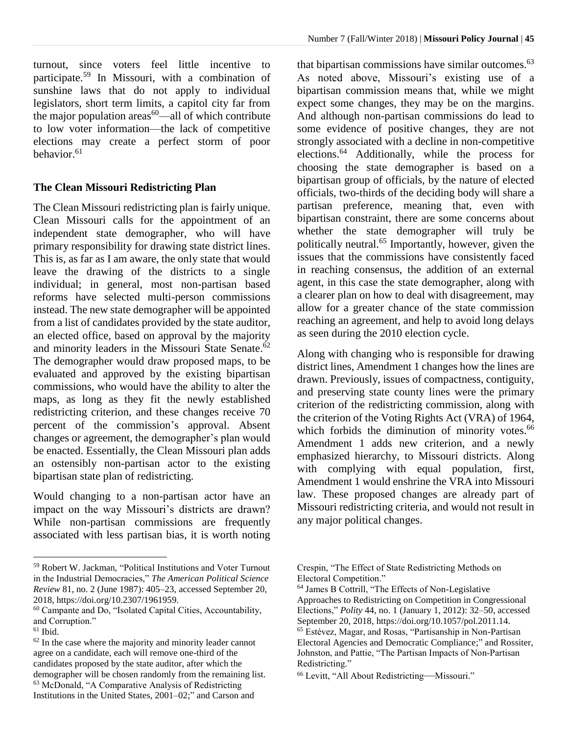turnout, since voters feel little incentive to participate.[59] In Missouri, with a combination of sunshine laws that do not apply to individual legislators, short term limits, a capitol city far from the major population areas[60]—all of which contribute to low voter information—the lack of competitive elections may create a perfect storm of poor behavior.[61]

### The Clean Missouri Redistricting Plan

The Clean Missouri redistricting plan is fairly unique. Clean Missouri calls for the appointment of an independent state demographer, who will have primary responsibility for drawing state district lines. This is, as far as I am aware, the only state that would leave the drawing of the districts to a single individual; in general, most non-partisan based reforms have selected multi-person commissions instead. The new state demographer will be appointed from a list of candidates provided by the state auditor, an elected office, based on approval by the majority and minority leaders in the Missouri State Senate.[62] The demographer would draw proposed maps, to be evaluated and approved by the existing bipartisan commissions, who would have the ability to alter the maps, as long as they fit the newly established redistricting criterion, and these changes receive 70 percent of the commission's approval. Absent changes or agreement, the demographer's plan would be enacted. Essentially, the Clean Missouri plan adds an ostensibly non-partisan actor to the existing bipartisan state plan of redistricting.

Would changing to a non-partisan actor have an impact on the way Missouri's districts are drawn? While non-partisan commissions are frequently associated with less partisan bias, it is worth noting that bipartisan commissions have similar outcomes.[63] As noted above, Missouri's existing use of a bipartisan commission means that, while we might expect some changes, they may be on the margins. And although non-partisan commissions do lead to some evidence of positive changes, they are not strongly associated with a decline in non-competitive elections.[64] Additionally, while the process for choosing the state demographer is based on a bipartisan group of officials, by the nature of elected officials, two-thirds of the deciding body will share a partisan preference, meaning that, even with bipartisan constraint, there are some concerns about whether the state demographer will truly be politically neutral.[65] Importantly, however, given the issues that the commissions have consistently faced in reaching consensus, the addition of an external agent, in this case the state demographer, along with a clearer plan on how to deal with disagreement, may allow for a greater chance of the state commission reaching an agreement, and help to avoid long delays as seen during the 2010 election cycle.

Along with changing who is responsible for drawing district lines, Amendment 1 changes how the lines are drawn. Previously, issues of compactness, contiguity, and preserving state county lines were the primary criterion of the redistricting commission, along with the criterion of the Voting Rights Act (VRA) of 1964, which forbids the diminution of minority votes.[66] Amendment 1 adds new criterion, and a newly emphasized hierarchy, to Missouri districts. Along with complying with equal population, first, Amendment 1 would enshrine the VRA into Missouri law. These proposed changes are already part of Missouri redistricting criteria, and would not result in any major political changes.

---

[59] Robert W. Jackman, "Political Institutions and Voter Turnout in the Industrial Democracies," *The American Political Science Review* 81, no. 2 (June 1987): 405–23, accessed September 20, 2018, https://doi.org/10.2307/1961959.

[60] Campante and Do, "Isolated Capital Cities, Accountability, and Corruption."

[61] Ibid.

[62] In the case where the majority and minority leader cannot agree on a candidate, each will remove one-third of the candidates proposed by the state auditor, after which the demographer will be chosen randomly from the remaining list.

[63] McDonald, "A Comparative Analysis of Redistricting Institutions in the United States, 2001–02;" and Carson and Crespin, "The Effect of State Redistricting Methods on Electoral Competition."

[64] James B Cottrill, "The Effects of Non-Legislative Approaches to Redistricting on Competition in Congressional Elections," *Polity* 44, no. 1 (January 1, 2012): 32–50, accessed September 20, 2018, https://doi.org/10.1057/pol.2011.14.

[65] Estévez, Magar, and Rosas, "Partisanship in Non-Partisan Electoral Agencies and Democratic Compliance;" and Rossiter, Johnston, and Pattie, "The Partisan Impacts of Non-Partisan Redistricting."

[66] Levitt, "All About Redistricting—Missouri."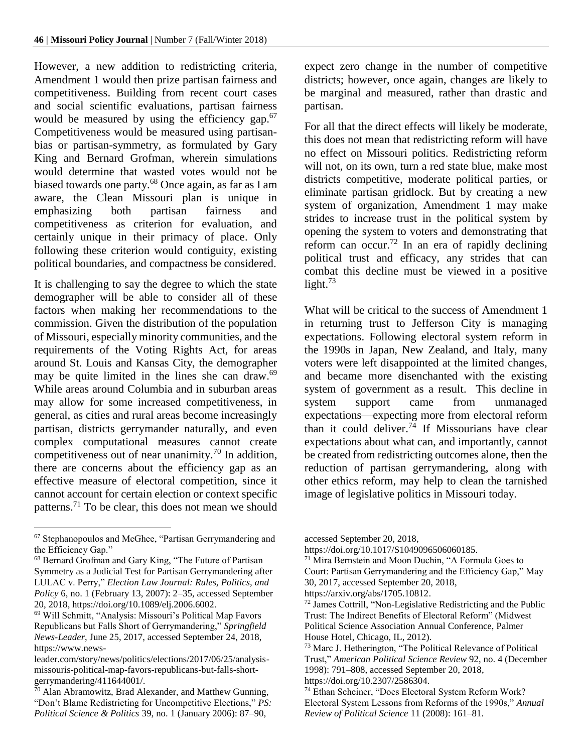However, a new addition to redistricting criteria, Amendment 1 would then prize partisan fairness and competitiveness. Building from recent court cases and social scientific evaluations, partisan fairness would be measured by using the efficiency gap.[67] Competitiveness would be measured using partisan-bias or partisan-symmetry, as formulated by Gary King and Bernard Grofman, wherein simulations would determine that wasted votes would not be biased towards one party.[68] Once again, as far as I am aware, the Clean Missouri plan is unique in emphasizing both partisan fairness and competitiveness as criterion for evaluation, and certainly unique in their primacy of place. Only following these criterion would contiguity, existing political boundaries, and compactness be considered.

It is challenging to say the degree to which the state demographer will be able to consider all of these factors when making her recommendations to the commission. Given the distribution of the population of Missouri, especially minority communities, and the requirements of the Voting Rights Act, for areas around St. Louis and Kansas City, the demographer may be quite limited in the lines she can draw.[69] While areas around Columbia and in suburban areas may allow for some increased competitiveness, in general, as cities and rural areas become increasingly partisan, districts gerrymander naturally, and even complex computational measures cannot create competitiveness out of near unanimity.[70] In addition, there are concerns about the efficiency gap as an effective measure of electoral competition, since it cannot account for certain election or context specific patterns.[71] To be clear, this does not mean we should expect zero change in the number of competitive districts; however, once again, changes are likely to be marginal and measured, rather than drastic and partisan.

For all that the direct effects will likely be moderate, this does not mean that redistricting reform will have no effect on Missouri politics. Redistricting reform will not, on its own, turn a red state blue, make most districts competitive, moderate political parties, or eliminate partisan gridlock. But by creating a new system of organization, Amendment 1 may make strides to increase trust in the political system by opening the system to voters and demonstrating that reform can occur.[72] In an era of rapidly declining political trust and efficacy, any strides that can combat this decline must be viewed in a positive light.[73]

What will be critical to the success of Amendment 1 in returning trust to Jefferson City is managing expectations. Following electoral system reform in the 1990s in Japan, New Zealand, and Italy, many voters were left disappointed at the limited changes, and became more disenchanted with the existing system of government as a result. This decline in system support came from unmanaged expectations—expecting more from electoral reform than it could deliver.[74] If Missourians have clear expectations about what can, and importantly, cannot be created from redistricting outcomes alone, then the reduction of partisan gerrymandering, along with other ethics reform, may help to clean the tarnished image of legislative politics in Missouri today.

---

[67] Stephanopoulos and McGhee, "Partisan Gerrymandering and the Efficiency Gap."

[68] Bernard Grofman and Gary King, "The Future of Partisan Symmetry as a Judicial Test for Partisan Gerrymandering after LULAC v. Perry," *Election Law Journal: Rules, Politics, and Policy* 6, no. 1 (February 13, 2007): 2–35, accessed September 20, 2018, https://doi.org/10.1089/elj.2006.6002.

[69] Will Schmitt, "Analysis: Missouri's Political Map Favors Republicans but Falls Short of Gerrymandering," *Springfield News-Leader*, June 25, 2017, accessed September 24, 2018, https://www.news-leader.com/story/news/politics/elections/2017/06/25/analysis-missouris-political-map-favors-republicans-but-falls-short-gerrymandering/411644001/.

[70] Alan Abramowitz, Brad Alexander, and Matthew Gunning, "Don't Blame Redistricting for Uncompetitive Elections," *PS: Political Science & Politics* 39, no. 1 (January 2006): 87–90, accessed September 20, 2018, https://doi.org/10.1017/S1049096506060185.

[71] Mira Bernstein and Moon Duchin, "A Formula Goes to Court: Partisan Gerrymandering and the Efficiency Gap," May 30, 2017, accessed September 20, 2018, https://arxiv.org/abs/1705.10812.

[72] James Cottrill, "Non-Legislative Redistricting and the Public Trust: The Indirect Benefits of Electoral Reform" (Midwest Political Science Association Annual Conference, Palmer House Hotel, Chicago, IL, 2012).

[73] Marc J. Hetherington, "The Political Relevance of Political Trust," *American Political Science Review* 92, no. 4 (December 1998): 791–808, accessed September 20, 2018, https://doi.org/10.2307/2586304.

[74] Ethan Scheiner, "Does Electoral System Reform Work? Electoral System Lessons from Reforms of the 1990s," *Annual Review of Political Science* 11 (2008): 161–81.